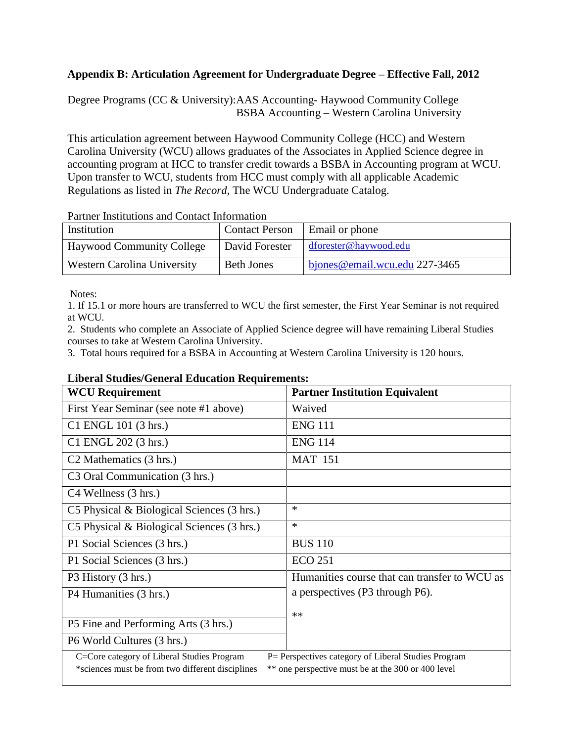### Appendix B: Articulation Agreement for Undergraduate Degree – Effective Fall, 2012

Degree Programs (CC & University): AAS Accounting- Haywood Community College
BSBA Accounting – Western Carolina University

This articulation agreement between Haywood Community College (HCC) and Western Carolina University (WCU) allows graduates of the Associates in Applied Science degree in accounting program at HCC to transfer credit towards a BSBA in Accounting program at WCU. Upon transfer to WCU, students from HCC must comply with all applicable Academic Regulations as listed in *The Record,* The WCU Undergraduate Catalog.

Partner Institutions and Contact Information

| Institution | Contact Person | Email or phone |
|---|---|---|
| Haywood Community College | David Forester | dforester@haywood.edu |
| Western Carolina University | Beth Jones | bjones@email.wcu.edu 227-3465 |

Notes:

1. If 15.1 or more hours are transferred to WCU the first semester, the First Year Seminar is not required at WCU.
2. Students who complete an Associate of Applied Science degree will have remaining Liberal Studies courses to take at Western Carolina University.
3. Total hours required for a BSBA in Accounting at Western Carolina University is 120 hours.

**Liberal Studies/General Education Requirements:**

| WCU Requirement | Partner Institution Equivalent |
|---|---|
| First Year Seminar (see note #1 above) | Waived |
| C1 ENGL 101 (3 hrs.) | ENG 111 |
| C1 ENGL 202 (3 hrs.) | ENG 114 |
| C2 Mathematics (3 hrs.) | MAT 151 |
| C3 Oral Communication (3 hrs.) | |
| C4 Wellness (3 hrs.) | |
| C5 Physical & Biological Sciences (3 hrs.) | * |
| C5 Physical & Biological Sciences (3 hrs.) | * |
| P1 Social Sciences (3 hrs.) | BUS 110 |
| P1 Social Sciences (3 hrs.) | ECO 251 |
| P3 History (3 hrs.) | Humanities course that can transfer to WCU as a perspectives (P3 through P6). ** |
| P4 Humanities (3 hrs.) | |
| P5 Fine and Performing Arts (3 hrs.) | |
| P6 World Cultures (3 hrs.) | |

C=Core category of Liberal Studies Program
P= Perspectives category of Liberal Studies Program
*sciences must be from two different disciplines
** one perspective must be at the 300 or 400 level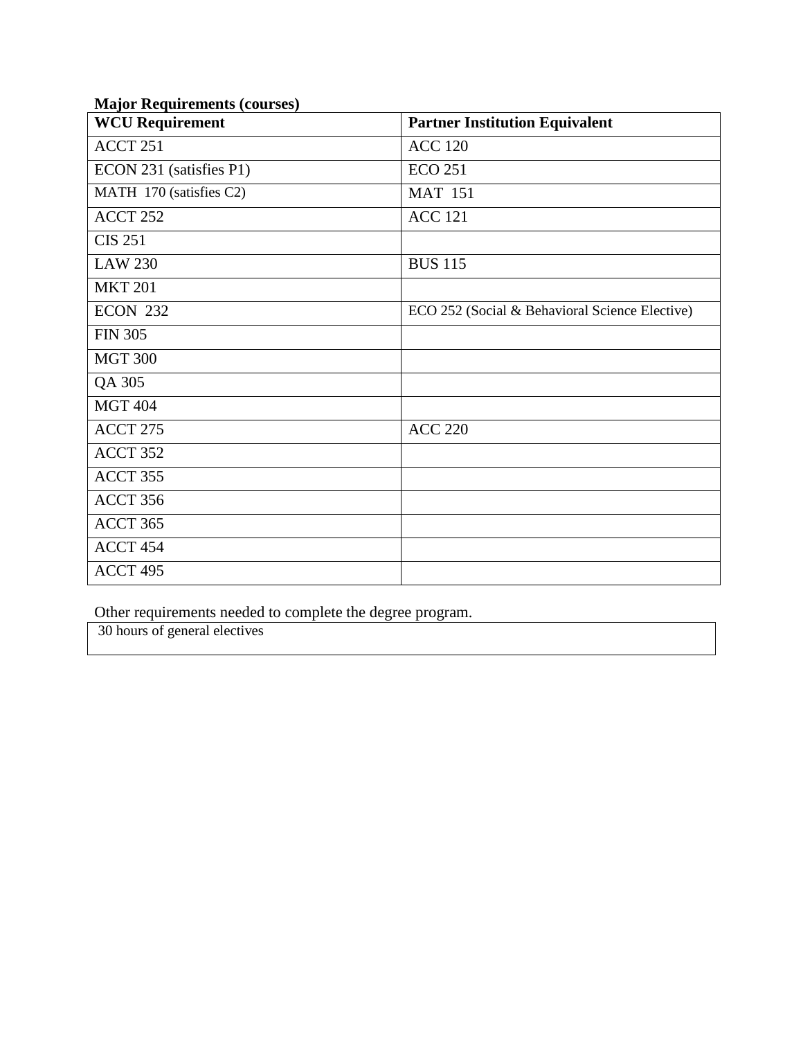**Major Requirements (courses)**

| WCU Requirement | Partner Institution Equivalent |
|---|---|
| ACCT 251 | ACC 120 |
| ECON 231 (satisfies P1) | ECO 251 |
| MATH 170 (satisfies C2) | MAT 151 |
| ACCT 252 | ACC 121 |
| CIS 251 | |
| LAW 230 | BUS 115 |
| MKT 201 | |
| ECON 232 | ECO 252 (Social & Behavioral Science Elective) |
| FIN 305 | |
| MGT 300 | |
| QA 305 | |
| MGT 404 | |
| ACCT 275 | ACC 220 |
| ACCT 352 | |
| ACCT 355 | |
| ACCT 356 | |
| ACCT 365 | |
| ACCT 454 | |
| ACCT 495 | |

Other requirements needed to complete the degree program.

| 30 hours of general electives |
|---|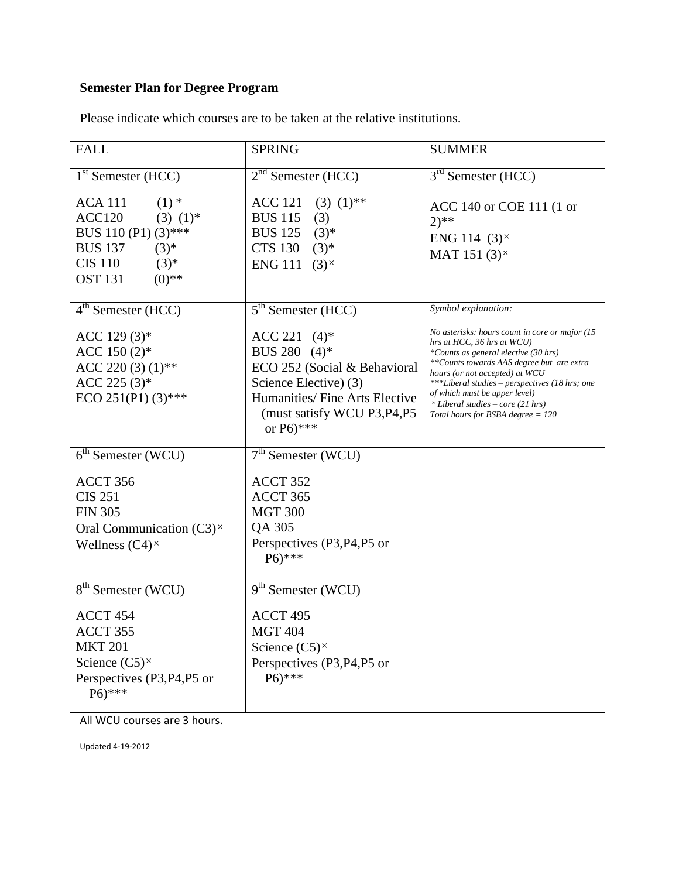**Semester Plan for Degree Program**

Please indicate which courses are to be taken at the relative institutions.

| FALL | SPRING | SUMMER |
|---|---|---|
| 1st Semester (HCC)<br><br>ACA 111 (1) *<br>ACC120 (3) (1)*<br>BUS 110 (P1) (3)***<br>BUS 137 (3)*<br>CIS 110 (3)*<br>OST 131 (0)** | 2nd Semester (HCC)<br><br>ACC 121 (3) (1)**<br>BUS 115 (3)<br>BUS 125 (3)*<br>CTS 130 (3)*<br>ENG 111 (3)× | 3rd Semester (HCC)<br><br>ACC 140 or COE 111 (1 or 2)**<br>ENG 114 (3)×<br>MAT 151 (3)× |
| 4th Semester (HCC)<br><br>ACC 129 (3)*<br>ACC 150 (2)*<br>ACC 220 (3) (1)**<br>ACC 225 (3)*<br>ECO 251(P1) (3)*** | 5th Semester (HCC)<br><br>ACC 221 (4)*<br>BUS 280 (4)*<br>ECO 252 (Social & Behavioral Science Elective) (3)<br>Humanities/ Fine Arts Elective (must satisfy WCU P3,P4,P5 or P6)*** | *Symbol explanation:*<br><br>*No asterisks: hours count in core or major (15 hrs at HCC, 36 hrs at WCU)*<br>*\*Counts as general elective (30 hrs)*<br>*\*\*Counts towards AAS degree but are extra hours (or not accepted) at WCU*<br>*\*\*\*Liberal studies – perspectives (18 hrs; one of which must be upper level)*<br>*× Liberal studies – core (21 hrs)*<br>*Total hours for BSBA degree = 120* |
| 6th Semester (WCU)<br><br>ACCT 356<br>CIS 251<br>FIN 305<br>Oral Communication (C3)×<br>Wellness (C4)× | 7th Semester (WCU)<br><br>ACCT 352<br>ACCT 365<br>MGT 300<br>QA 305<br>Perspectives (P3,P4,P5 or P6)*** | |
| 8th Semester (WCU)<br><br>ACCT 454<br>ACCT 355<br>MKT 201<br>Science (C5)×<br>Perspectives (P3,P4,P5 or P6)*** | 9th Semester (WCU)<br><br>ACCT 495<br>MGT 404<br>Science (C5)×<br>Perspectives (P3,P4,P5 or P6)*** | |

All WCU courses are 3 hours.

Updated 4-19-2012